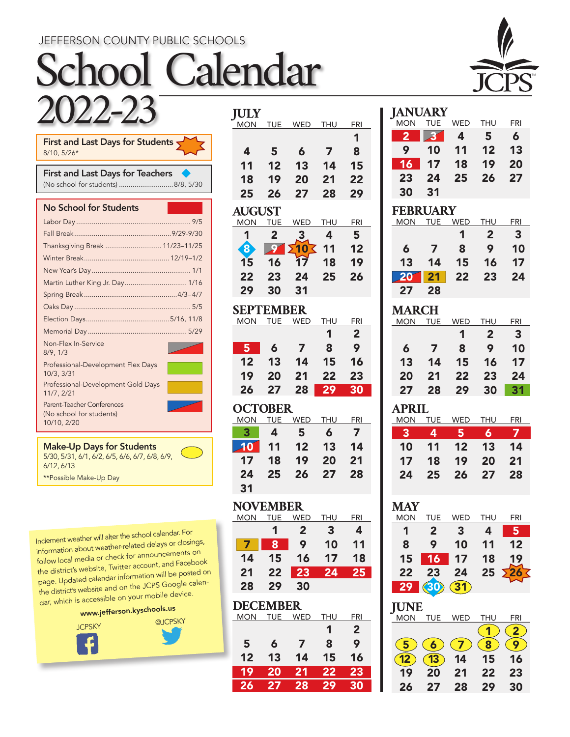JEFFERSON COUNTY PUBLIC SCHOOLS

# School Calendar 2022-23

JCPS

**First and Last Days for Students**
8/10, 5/26*

**First and Last Days for Teachers**
(No school for students) ........................... 8/8, 5/30

## No School for Students

- Labor Day ........................................ 9/5
- Fall Break ........................................ 9/29-9/30
- Thanksgiving Break ........................... 11/23–11/25
- Winter Break ..................................... 12/19–1/2
- New Year's Day ................................. 1/1
- Martin Luther King Jr. Day ................. 1/16
- Spring Break ..................................... 4/3–4/7
- Oaks Day ........................................... 5/5
- Election Days ..................................... 5/16, 11/8
- Memorial Day .................................... 5/29
- Non-Flex In-Service 8/9, 1/3
- Professional-Development Flex Days 10/3, 3/31
- Professional-Development Gold Days 11/7, 2/21
- Parent-Teacher Conferences (No school for students) 10/10, 2/20

**Make-Up Days for Students**
5/30, 5/31, 6/1, 6/2, 6/5, 6/6, 6/7, 6/8, 6/9, 6/12, 6/13

**Possible Make-Up Day

Inclement weather will alter the school calendar. For information about weather-related delays or closings, follow local media or check for announcements on the district's website, Twitter account, and Facebook page. Updated calendar information will be posted on the district's website and on the JCPS Google calendar, which is accessible on your mobile device.

www.jefferson.kyschools.us

JCPSKY @JCPSKY

### JULY

| MON | TUE | WED | THU | FRI |
|---|---|---|---|---|
| | | | | 1 |
| 4 | 5 | 6 | 7 | 8 |
| 11 | 12 | 13 | 14 | 15 |
| 18 | 19 | 20 | 21 | 22 |
| 25 | 26 | 27 | 28 | 29 |

### AUGUST

| MON | TUE | WED | THU | FRI |
|---|---|---|---|---|
| 1 | 2 | 3 | 4 | 5 |
| 8 | 9 | 10 | 11 | 12 |
| 15 | 16 | 17 | 18 | 19 |
| 22 | 23 | 24 | 25 | 26 |
| 29 | 30 | 31 | | |

### SEPTEMBER

| MON | TUE | WED | THU | FRI |
|---|---|---|---|---|
| | | | 1 | 2 |
| 5 | 6 | 7 | 8 | 9 |
| 12 | 13 | 14 | 15 | 16 |
| 19 | 20 | 21 | 22 | 23 |
| 26 | 27 | 28 | 29 | 30 |

### OCTOBER

| MON | TUE | WED | THU | FRI |
|---|---|---|---|---|
| 3 | 4 | 5 | 6 | 7 |
| 10 | 11 | 12 | 13 | 14 |
| 17 | 18 | 19 | 20 | 21 |
| 24 | 25 | 26 | 27 | 28 |
| 31 | | | | |

### NOVEMBER

| MON | TUE | WED | THU | FRI |
|---|---|---|---|---|
| | 1 | 2 | 3 | 4 |
| 7 | 8 | 9 | 10 | 11 |
| 14 | 15 | 16 | 17 | 18 |
| 21 | 22 | 23 | 24 | 25 |
| 28 | 29 | 30 | | |

### DECEMBER

| MON | TUE | WED | THU | FRI |
|---|---|---|---|---|
| | | | 1 | 2 |
| 5 | 6 | 7 | 8 | 9 |
| 12 | 13 | 14 | 15 | 16 |
| 19 | 20 | 21 | 22 | 23 |
| 26 | 27 | 28 | 29 | 30 |

### JANUARY

| MON | TUE | WED | THU | FRI |
|---|---|---|---|---|
| 2 | 3 | 4 | 5 | 6 |
| 9 | 10 | 11 | 12 | 13 |
| 16 | 17 | 18 | 19 | 20 |
| 23 | 24 | 25 | 26 | 27 |
| 30 | 31 | | | |

### FEBRUARY

| MON | TUE | WED | THU | FRI |
|---|---|---|---|---|
| | | 1 | 2 | 3 |
| 6 | 7 | 8 | 9 | 10 |
| 13 | 14 | 15 | 16 | 17 |
| 20 | 21 | 22 | 23 | 24 |
| 27 | 28 | | | |

### MARCH

| MON | TUE | WED | THU | FRI |
|---|---|---|---|---|
| | | 1 | 2 | 3 |
| 6 | 7 | 8 | 9 | 10 |
| 13 | 14 | 15 | 16 | 17 |
| 20 | 21 | 22 | 23 | 24 |
| 27 | 28 | 29 | 30 | 31 |

### APRIL

| MON | TUE | WED | THU | FRI |
|---|---|---|---|---|
| 3 | 4 | 5 | 6 | 7 |
| 10 | 11 | 12 | 13 | 14 |
| 17 | 18 | 19 | 20 | 21 |
| 24 | 25 | 26 | 27 | 28 |

### MAY

| MON | TUE | WED | THU | FRI |
|---|---|---|---|---|
| 1 | 2 | 3 | 4 | 5 |
| 8 | 9 | 10 | 11 | 12 |
| 15 | 16 | 17 | 18 | 19 |
| 22 | 23 | 24 | 25 | 26 |
| 29 | 30 | 31 | | |

### JUNE

| MON | TUE | WED | THU | FRI |
|---|---|---|---|---|
| | | | 1 | 2 |
| 5 | 6 | 7 | 8 | 9 |
| 12 | 13 | 14 | 15 | 16 |
| 19 | 20 | 21 | 22 | 23 |
| 26 | 27 | 28 | 29 | 30 |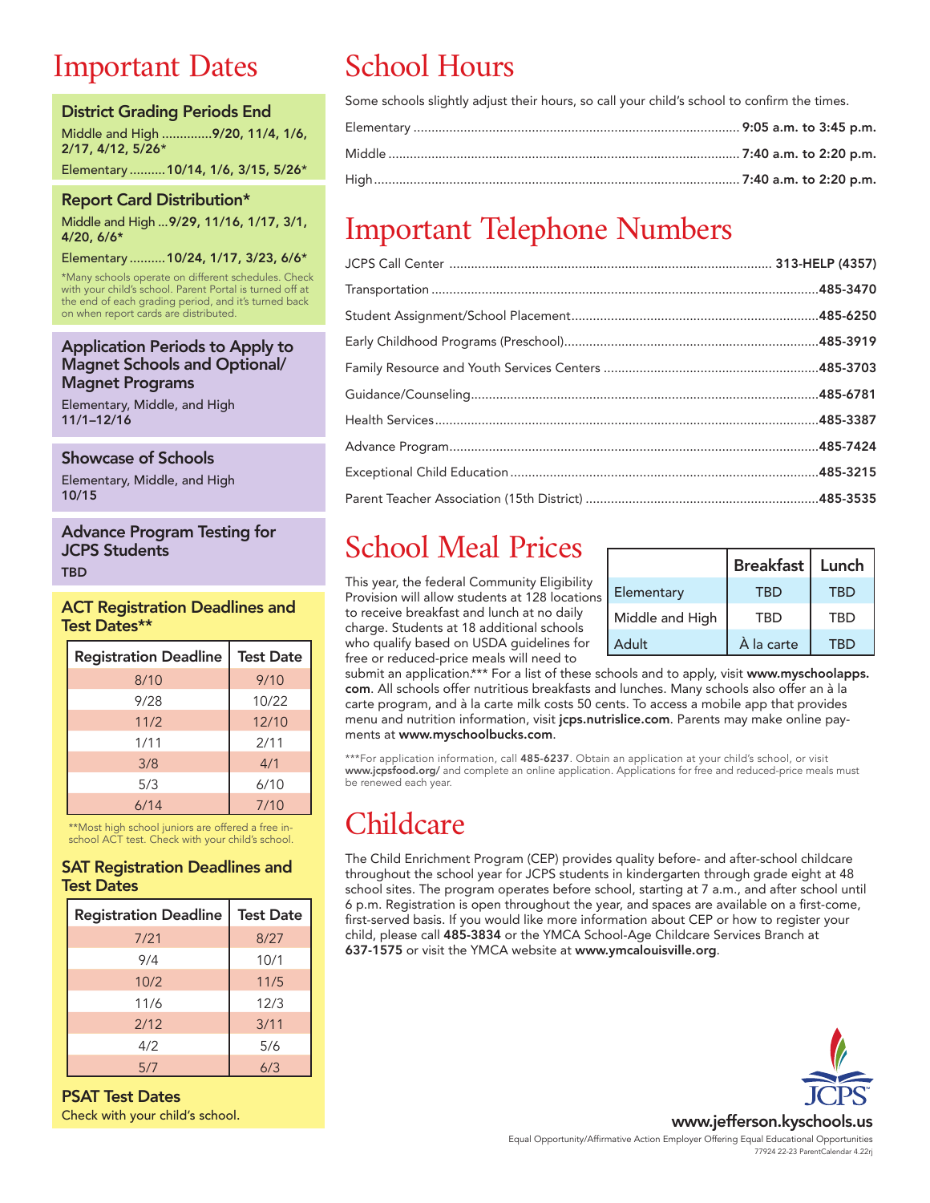# Important Dates

## District Grading Periods End

Middle and High ..............**9/20, 11/4, 1/6, 2/17, 4/12, 5/26***

Elementary ..........**10/14, 1/6, 3/15, 5/26***

## Report Card Distribution*

Middle and High ...**9/29, 11/16, 1/17, 3/1, 4/20, 6/6***

Elementary ..........**10/24, 1/17, 3/23, 6/6***

*Many schools operate on different schedules. Check with your child's school. Parent Portal is turned off at the end of each grading period, and it's turned back on when report cards are distributed.

## Application Periods to Apply to Magnet Schools and Optional/Magnet Programs

Elementary, Middle, and High
**11/1–12/16**

## Showcase of Schools

Elementary, Middle, and High
**10/15**

## Advance Program Testing for JCPS Students

**TBD**

## ACT Registration Deadlines and Test Dates**

| Registration Deadline | Test Date |
|---|---|
| 8/10 | 9/10 |
| 9/28 | 10/22 |
| 11/2 | 12/10 |
| 1/11 | 2/11 |
| 3/8 | 4/1 |
| 5/3 | 6/10 |
| 6/14 | 7/10 |

**Most high school juniors are offered a free in-school ACT test. Check with your child's school.

## SAT Registration Deadlines and Test Dates

| Registration Deadline | Test Date |
|---|---|
| 7/21 | 8/27 |
| 9/4 | 10/1 |
| 10/2 | 11/5 |
| 11/6 | 12/3 |
| 2/12 | 3/11 |
| 4/2 | 5/6 |
| 5/7 | 6/3 |

## PSAT Test Dates

Check with your child's school.

# School Hours

Some schools slightly adjust their hours, so call your child's school to confirm the times.

Elementary .......... **9:05 a.m. to 3:45 p.m.**

Middle .......... **7:40 a.m. to 2:20 p.m.**

High .......... **7:40 a.m. to 2:20 p.m.**

# Important Telephone Numbers

JCPS Call Center .......... **313-HELP (4357)**

Transportation .......... **485-3470**

Student Assignment/School Placement .......... **485-6250**

Early Childhood Programs (Preschool) .......... **485-3919**

Family Resource and Youth Services Centers .......... **485-3703**

Guidance/Counseling .......... **485-6781**

Health Services .......... **485-3387**

Advance Program .......... **485-7424**

Exceptional Child Education .......... **485-3215**

Parent Teacher Association (15th District) .......... **485-3535**

# School Meal Prices

| | Breakfast | Lunch |
|---|---|---|
| Elementary | TBD | TBD |
| Middle and High | TBD | TBD |
| Adult | À la carte | TBD |

This year, the federal Community Eligibility Provision will allow students at 128 locations to receive breakfast and lunch at no daily charge. Students at 18 additional schools who qualify based on USDA guidelines for free or reduced-price meals will need to submit an application.*** For a list of these schools and to apply, visit **www.myschoolapps.com**. All schools offer nutritious breakfasts and lunches. Many schools also offer an à la carte program, and à la carte milk costs 50 cents. To access a mobile app that provides menu and nutrition information, visit **jcps.nutrislice.com**. Parents may make online payments at **www.myschoolbucks.com**.

***For application information, call **485-6237**. Obtain an application at your child's school, or visit **www.jcpsfood.org/** and complete an online application. Applications for free and reduced-price meals must be renewed each year.

# Childcare

The Child Enrichment Program (CEP) provides quality before- and after-school childcare throughout the school year for JCPS students in kindergarten through grade eight at 48 school sites. The program operates before school, starting at 7 a.m., and after school until 6 p.m. Registration is open throughout the year, and spaces are available on a first-come, first-served basis. If you would like more information about CEP or how to register your child, please call **485-3834** or the YMCA School-Age Childcare Services Branch at **637-1575** or visit the YMCA website at **www.ymcalouisville.org**.

JCPS

**www.jefferson.kyschools.us**

Equal Opportunity/Affirmative Action Employer Offering Equal Educational Opportunities

77924 22-23 ParentCalendar 4.22rj